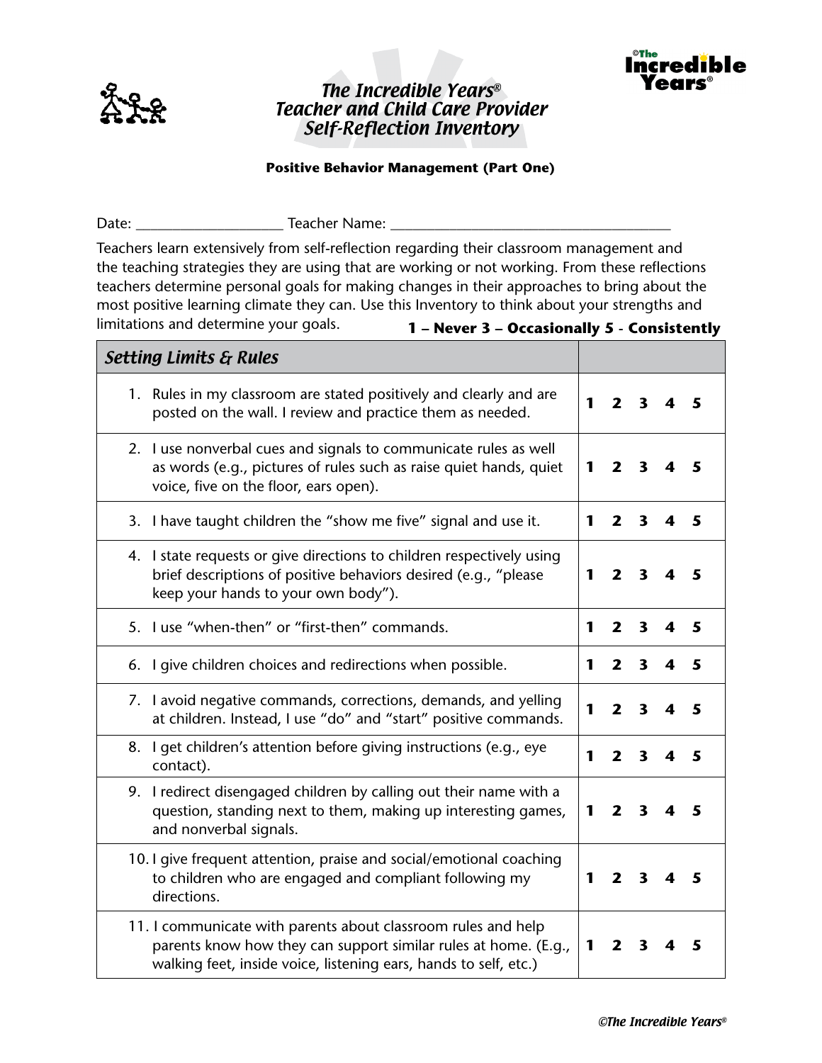# *The Incredible Years®*
# *Teacher and Child Care Provider Self-Reflection Inventory*

**Positive Behavior Management (Part One)**

Date: ____________________ Teacher Name: ______________________________________

Teachers learn extensively from self-reflection regarding their classroom management and the teaching strategies they are using that are working or not working. From these reflections teachers determine personal goals for making changes in their approaches to bring about the most positive learning climate they can. Use this Inventory to think about your strengths and limitations and determine your goals.

**1 – Never 3 – Occasionally 5 - Consistently**

| *Setting Limits & Rules* | |
|---|---|
| 1. Rules in my classroom are stated positively and clearly and are posted on the wall. I review and practice them as needed. | **1 2 3 4 5** |
| 2. I use nonverbal cues and signals to communicate rules as well as words (e.g., pictures of rules such as raise quiet hands, quiet voice, five on the floor, ears open). | **1 2 3 4 5** |
| 3. I have taught children the "show me five" signal and use it. | **1 2 3 4 5** |
| 4. I state requests or give directions to children respectively using brief descriptions of positive behaviors desired (e.g., "please keep your hands to your own body"). | **1 2 3 4 5** |
| 5. I use "when-then" or "first-then" commands. | **1 2 3 4 5** |
| 6. I give children choices and redirections when possible. | **1 2 3 4 5** |
| 7. I avoid negative commands, corrections, demands, and yelling at children. Instead, I use "do" and "start" positive commands. | **1 2 3 4 5** |
| 8. I get children's attention before giving instructions (e.g., eye contact). | **1 2 3 4 5** |
| 9. I redirect disengaged children by calling out their name with a question, standing next to them, making up interesting games, and nonverbal signals. | **1 2 3 4 5** |
| 10. I give frequent attention, praise and social/emotional coaching to children who are engaged and compliant following my directions. | **1 2 3 4 5** |
| 11. I communicate with parents about classroom rules and help parents know how they can support similar rules at home. (E.g., walking feet, inside voice, listening ears, hands to self, etc.) | **1 2 3 4 5** |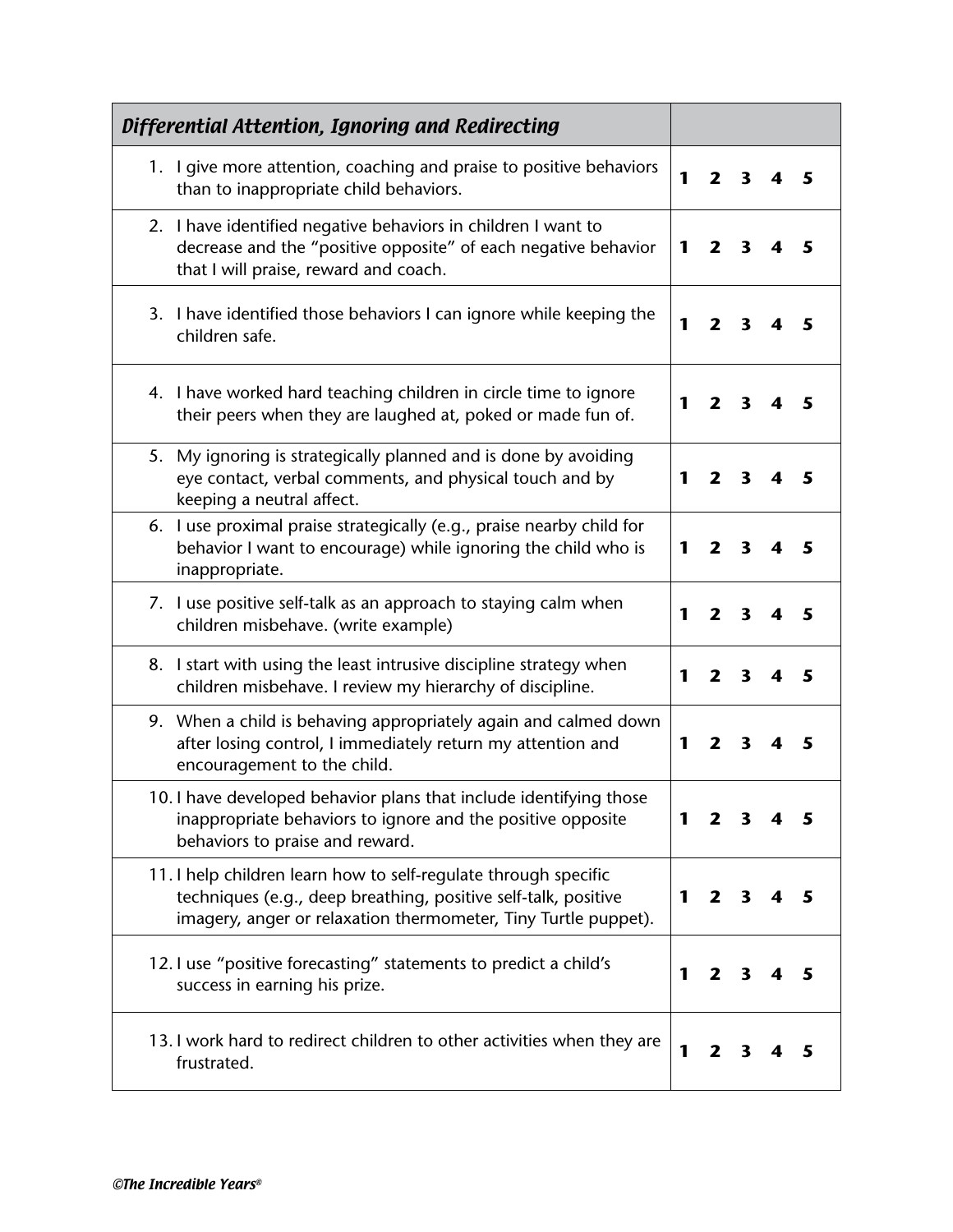| *Differential Attention, Ignoring and Redirecting* | |
|---|---|
| 1. I give more attention, coaching and praise to positive behaviors than to inappropriate child behaviors. | **1 2 3 4 5** |
| 2. I have identified negative behaviors in children I want to decrease and the "positive opposite" of each negative behavior that I will praise, reward and coach. | **1 2 3 4 5** |
| 3. I have identified those behaviors I can ignore while keeping the children safe. | **1 2 3 4 5** |
| 4. I have worked hard teaching children in circle time to ignore their peers when they are laughed at, poked or made fun of. | **1 2 3 4 5** |
| 5. My ignoring is strategically planned and is done by avoiding eye contact, verbal comments, and physical touch and by keeping a neutral affect. | **1 2 3 4 5** |
| 6. I use proximal praise strategically (e.g., praise nearby child for behavior I want to encourage) while ignoring the child who is inappropriate. | **1 2 3 4 5** |
| 7. I use positive self-talk as an approach to staying calm when children misbehave. (write example) | **1 2 3 4 5** |
| 8. I start with using the least intrusive discipline strategy when children misbehave. I review my hierarchy of discipline. | **1 2 3 4 5** |
| 9. When a child is behaving appropriately again and calmed down after losing control, I immediately return my attention and encouragement to the child. | **1 2 3 4 5** |
| 10. I have developed behavior plans that include identifying those inappropriate behaviors to ignore and the positive opposite behaviors to praise and reward. | **1 2 3 4 5** |
| 11. I help children learn how to self-regulate through specific techniques (e.g., deep breathing, positive self-talk, positive imagery, anger or relaxation thermometer, Tiny Turtle puppet). | **1 2 3 4 5** |
| 12. I use "positive forecasting" statements to predict a child's success in earning his prize. | **1 2 3 4 5** |
| 13. I work hard to redirect children to other activities when they are frustrated. | **1 2 3 4 5** |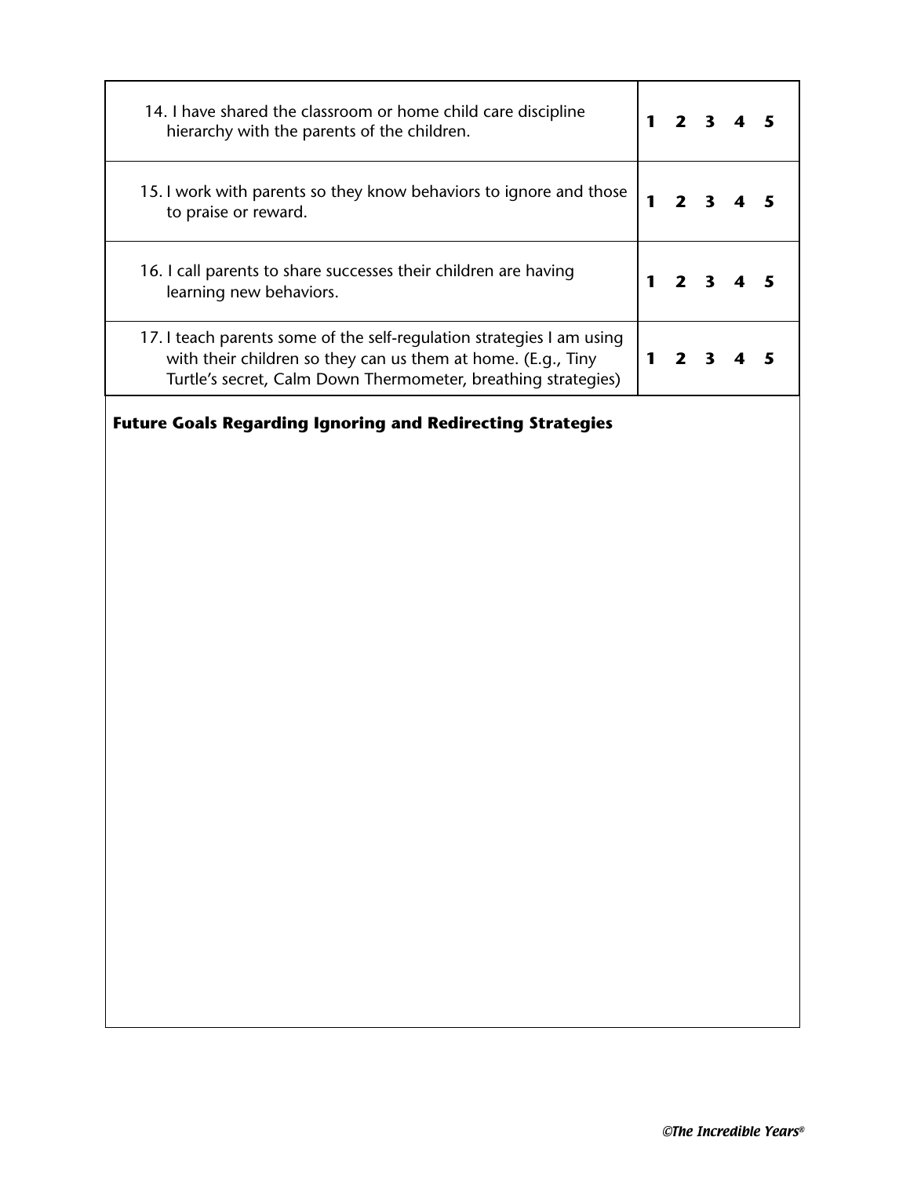| | |
|---|---|
| 14. I have shared the classroom or home child care discipline hierarchy with the parents of the children. | **1 2 3 4 5** |
| 15. I work with parents so they know behaviors to ignore and those to praise or reward. | **1 2 3 4 5** |
| 16. I call parents to share successes their children are having learning new behaviors. | **1 2 3 4 5** |
| 17. I teach parents some of the self-regulation strategies I am using with their children so they can us them at home. (E.g., Tiny Turtle's secret, Calm Down Thermometer, breathing strategies) | **1 2 3 4 5** |

**Future Goals Regarding Ignoring and Redirecting Strategies**